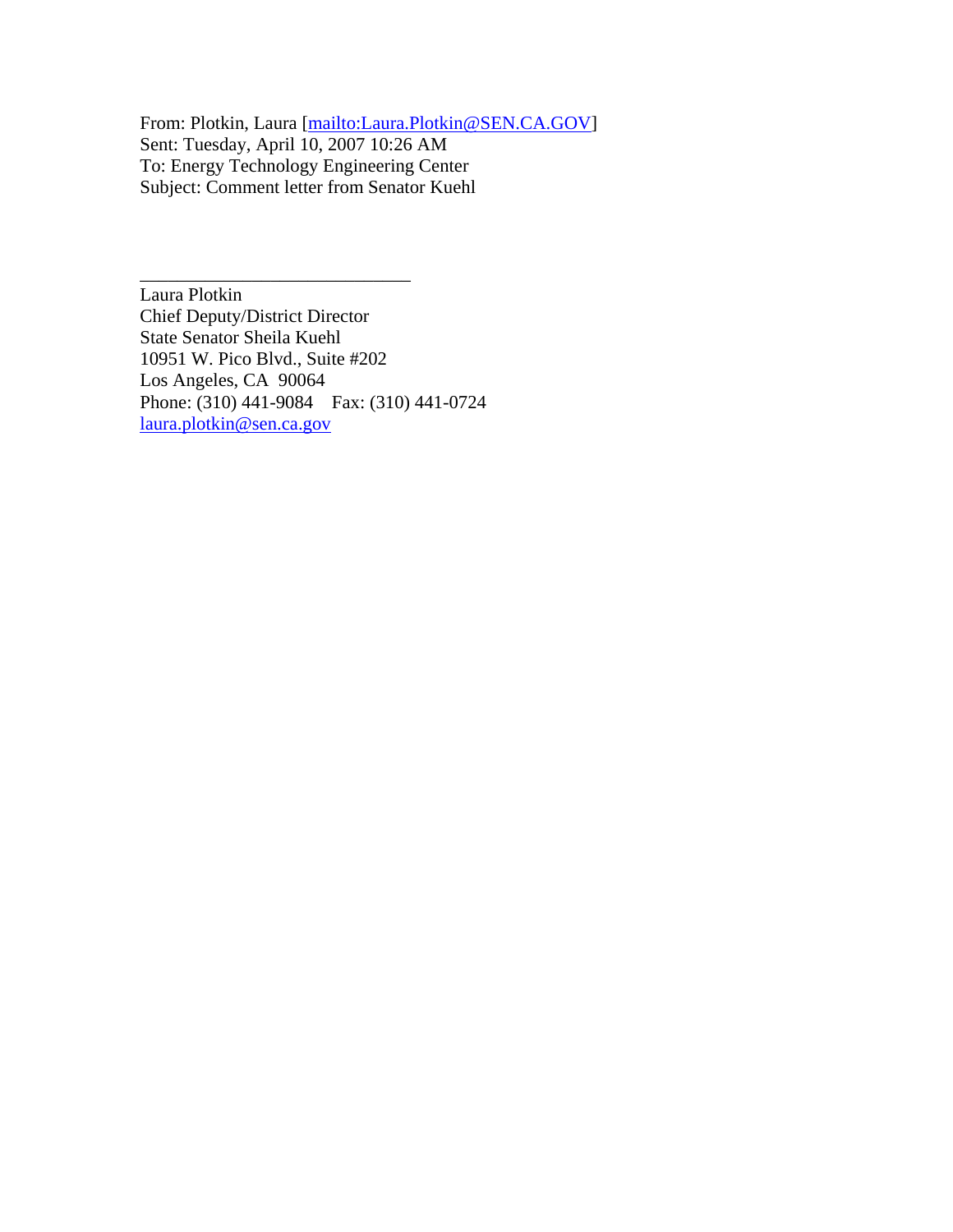From: Plotkin, Laura [mailto:Laura.Plotkin@SEN.CA.GOV]
Sent: Tuesday, April 10, 2007 10:26 AM
To: Energy Technology Engineering Center
Subject: Comment letter from Senator Kuehl

_____________________________

Laura Plotkin
Chief Deputy/District Director
State Senator Sheila Kuehl
10951 W. Pico Blvd., Suite #202
Los Angeles, CA 90064
Phone: (310) 441-9084 Fax: (310) 441-0724
laura.plotkin@sen.ca.gov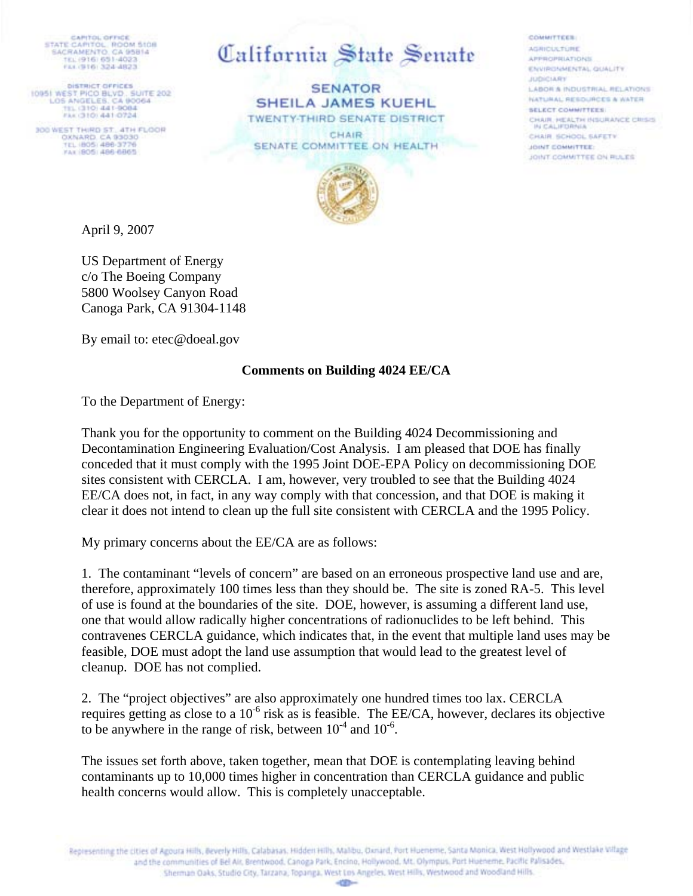# California State Senate

**SENATOR**
**SHEILA JAMES KUEHL**
TWENTY-THIRD SENATE DISTRICT

CHAIR
SENATE COMMITTEE ON HEALTH

CAPITOL OFFICE
STATE CAPITOL, ROOM 5108
SACRAMENTO, CA 95814
TEL (916) 651-4023
FAX (916) 324-4823

DISTRICT OFFICES
10951 WEST PICO BLVD., SUITE 202
LOS ANGELES, CA 90064
TEL (310) 441-9084
FAX (310) 441-0724

300 WEST THIRD ST., 4TH FLOOR
OXNARD, CA 93030
TEL (805) 486-3776
FAX (805) 486-6865

COMMITTEES:
AGRICULTURE
APPROPRIATIONS
ENVIRONMENTAL QUALITY
JUDICIARY
LABOR & INDUSTRIAL RELATIONS
NATURAL RESOURCES & WATER

SELECT COMMITTEES:
CHAIR, HEALTH INSURANCE CRISIS IN CALIFORNIA
CHAIR, SCHOOL SAFETY

JOINT COMMITTEE:
JOINT COMMITTEE ON RULES

April 9, 2007

US Department of Energy
c/o The Boeing Company
5800 Woolsey Canyon Road
Canoga Park, CA 91304-1148

By email to: etec@doeal.gov

**Comments on Building 4024 EE/CA**

To the Department of Energy:

Thank you for the opportunity to comment on the Building 4024 Decommissioning and Decontamination Engineering Evaluation/Cost Analysis. I am pleased that DOE has finally conceded that it must comply with the 1995 Joint DOE-EPA Policy on decommissioning DOE sites consistent with CERCLA. I am, however, very troubled to see that the Building 4024 EE/CA does not, in fact, in any way comply with that concession, and that DOE is making it clear it does not intend to clean up the full site consistent with CERCLA and the 1995 Policy.

My primary concerns about the EE/CA are as follows:

1. The contaminant "levels of concern" are based on an erroneous prospective land use and are, therefore, approximately 100 times less than they should be. The site is zoned RA-5. This level of use is found at the boundaries of the site. DOE, however, is assuming a different land use, one that would allow radically higher concentrations of radionuclides to be left behind. This contravenes CERCLA guidance, which indicates that, in the event that multiple land uses may be feasible, DOE must adopt the land use assumption that would lead to the greatest level of cleanup. DOE has not complied.

2. The "project objectives" are also approximately one hundred times too lax. CERCLA requires getting as close to a $10^{-6}$ risk as is feasible. The EE/CA, however, declares its objective to be anywhere in the range of risk, between $10^{-4}$ and $10^{-6}$.

The issues set forth above, taken together, mean that DOE is contemplating leaving behind contaminants up to 10,000 times higher in concentration than CERCLA guidance and public health concerns would allow. This is completely unacceptable.

Representing the cities of Agoura Hills, Beverly Hills, Calabasas, Hidden Hills, Malibu, Oxnard, Port Hueneme, Santa Monica, West Hollywood and Westlake Village and the communities of Bel Air, Brentwood, Canoga Park, Encino, Hollywood, Mt. Olympus, Port Hueneme, Pacific Palisades, Sherman Oaks, Studio City, Tarzana, Topanga, West Los Angeles, West Hills, Westwood and Woodland Hills.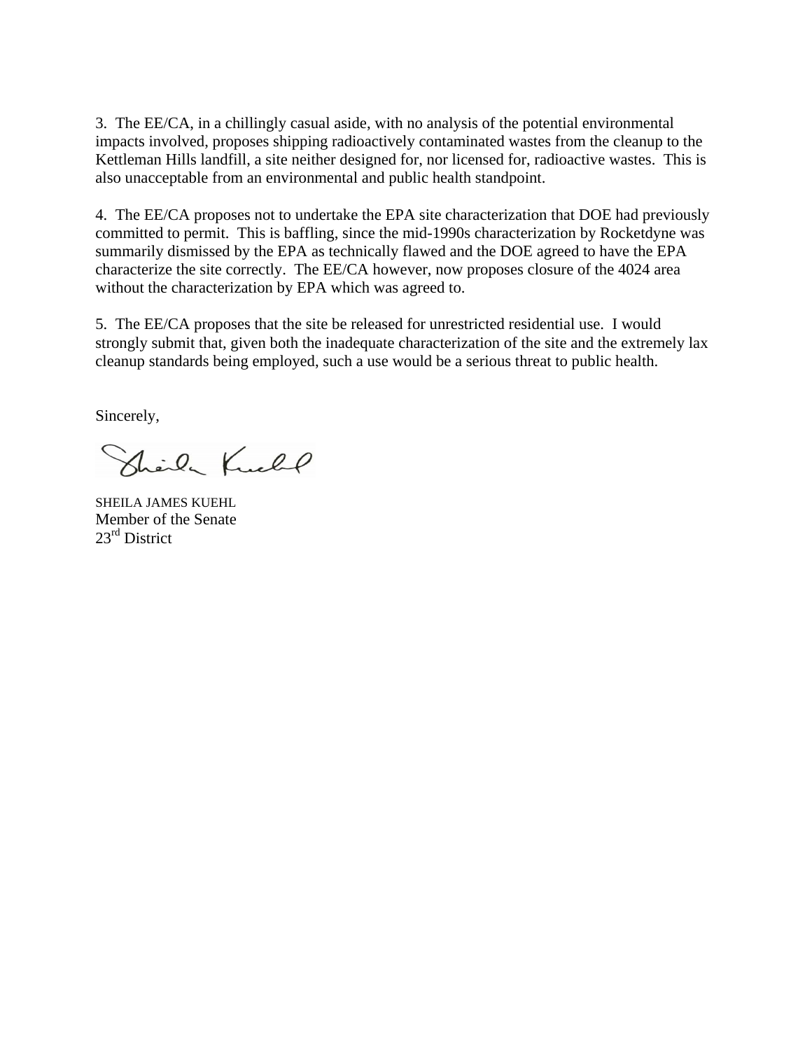3. The EE/CA, in a chillingly casual aside, with no analysis of the potential environmental impacts involved, proposes shipping radioactively contaminated wastes from the cleanup to the Kettleman Hills landfill, a site neither designed for, nor licensed for, radioactive wastes. This is also unacceptable from an environmental and public health standpoint.

4. The EE/CA proposes not to undertake the EPA site characterization that DOE had previously committed to permit. This is baffling, since the mid-1990s characterization by Rocketdyne was summarily dismissed by the EPA as technically flawed and the DOE agreed to have the EPA characterize the site correctly. The EE/CA however, now proposes closure of the 4024 area without the characterization by EPA which was agreed to.

5. The EE/CA proposes that the site be released for unrestricted residential use. I would strongly submit that, given both the inadequate characterization of the site and the extremely lax cleanup standards being employed, such a use would be a serious threat to public health.

Sincerely,

Sheila Kuehl

SHEILA JAMES KUEHL
Member of the Senate
23rd District